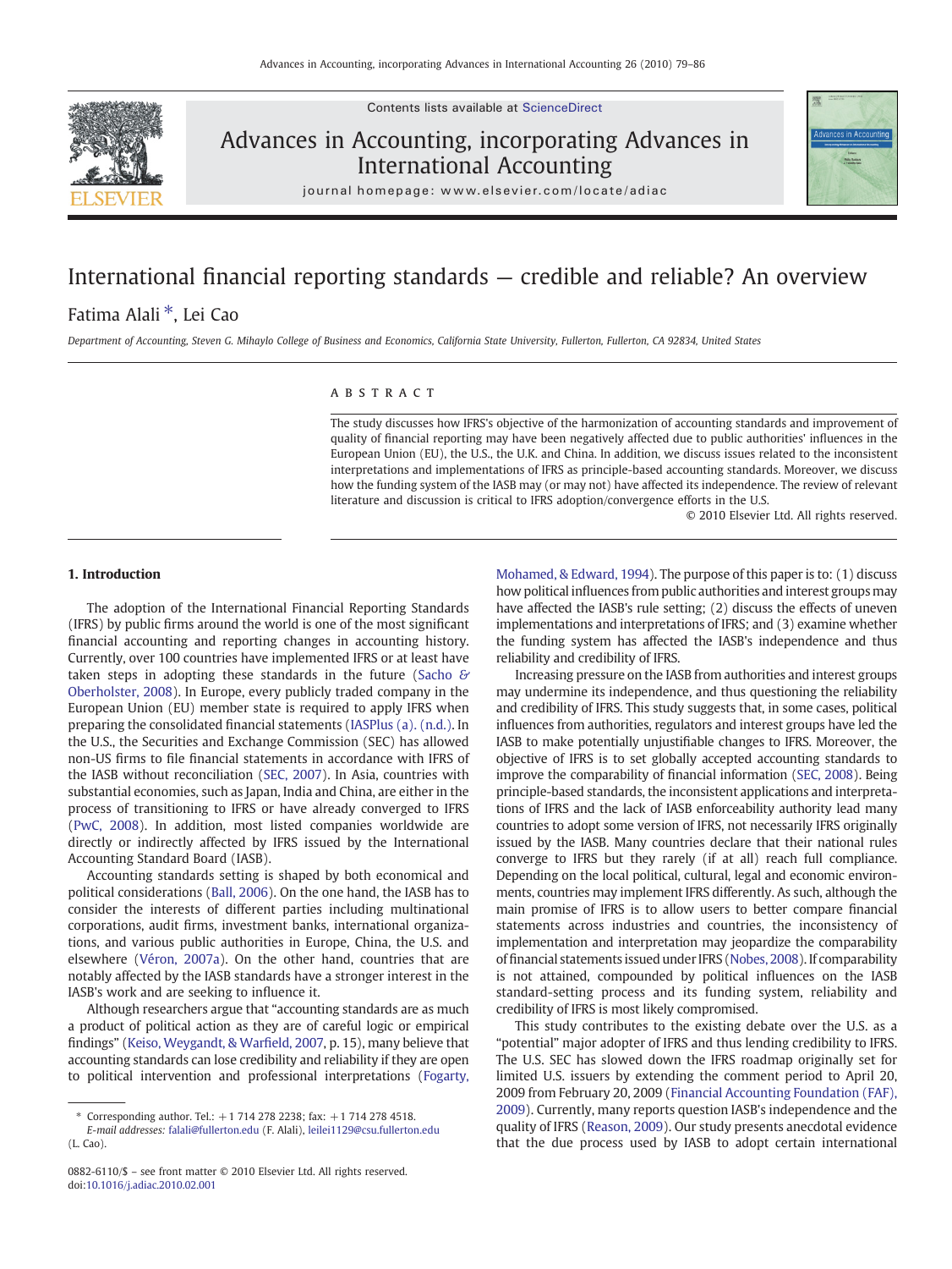Contents lists available at ScienceDirect

# Advances in Accounting, incorporating Advances in International Accounting

journal homepage: www.elsevier.com/locate/adiac

# International financial reporting standards — credible and reliable? An overview

Fatima Alali *, Lei Cao

Department of Accounting, Steven G. Mihaylo College of Business and Economics, California State University, Fullerton, Fullerton, CA 92834, United States

## ABSTRACT

The study discusses how IFRS's objective of the harmonization of accounting standards and improvement of quality of financial reporting may have been negatively affected due to public authorities' influences in the European Union (EU), the U.S., the U.K. and China. In addition, we discuss issues related to the inconsistent interpretations and implementations of IFRS as principle-based accounting standards. Moreover, we discuss how the funding system of the IASB may (or may not) have affected its independence. The review of relevant literature and discussion is critical to IFRS adoption/convergence efforts in the U.S.

© 2010 Elsevier Ltd. All rights reserved.

## 1. Introduction

The adoption of the International Financial Reporting Standards (IFRS) by public firms around the world is one of the most significant financial accounting and reporting changes in accounting history. Currently, over 100 countries have implemented IFRS or at least have taken steps in adopting these standards in the future (Sacho & Oberholster, 2008). In Europe, every publicly traded company in the European Union (EU) member state is required to apply IFRS when preparing the consolidated financial statements (IASPlus (a). (n.d.). In the U.S., the Securities and Exchange Commission (SEC) has allowed non-US firms to file financial statements in accordance with IFRS of the IASB without reconciliation (SEC, 2007). In Asia, countries with substantial economies, such as Japan, India and China, are either in the process of transitioning to IFRS or have already converged to IFRS (PwC, 2008). In addition, most listed companies worldwide are directly or indirectly affected by IFRS issued by the International Accounting Standard Board (IASB).

Accounting standards setting is shaped by both economical and political considerations (Ball, 2006). On the one hand, the IASB has to consider the interests of different parties including multinational corporations, audit firms, investment banks, international organizations, and various public authorities in Europe, China, the U.S. and elsewhere (Véron, 2007a). On the other hand, countries that are notably affected by the IASB standards have a stronger interest in the IASB's work and are seeking to influence it.

Although researchers argue that "accounting standards are as much a product of political action as they are of careful logic or empirical findings" (Keiso, Weygandt, & Warfield, 2007, p. 15), many believe that accounting standards can lose credibility and reliability if they are open to political intervention and professional interpretations (Fogarty, Mohamed, & Edward, 1994). The purpose of this paper is to: (1) discuss how political influences from public authorities and interest groups may have affected the IASB's rule setting; (2) discuss the effects of uneven implementations and interpretations of IFRS; and (3) examine whether the funding system has affected the IASB's independence and thus reliability and credibility of IFRS.

Increasing pressure on the IASB from authorities and interest groups may undermine its independence, and thus questioning the reliability and credibility of IFRS. This study suggests that, in some cases, political influences from authorities, regulators and interest groups have led the IASB to make potentially unjustifiable changes to IFRS. Moreover, the objective of IFRS is to set globally accepted accounting standards to improve the comparability of financial information (SEC, 2008). Being principle-based standards, the inconsistent applications and interpretations of IFRS and the lack of IASB enforceability authority lead many countries to adopt some version of IFRS, not necessarily IFRS originally issued by the IASB. Many countries declare that their national rules converge to IFRS but they rarely (if at all) reach full compliance. Depending on the local political, cultural, legal and economic environments, countries may implement IFRS differently. As such, although the main promise of IFRS is to allow users to better compare financial statements across industries and countries, the inconsistency of implementation and interpretation may jeopardize the comparability of financial statements issued under IFRS (Nobes, 2008). If comparability is not attained, compounded by political influences on the IASB standard-setting process and its funding system, reliability and credibility of IFRS is most likely compromised.

This study contributes to the existing debate over the U.S. as a "potential" major adopter of IFRS and thus lending credibility to IFRS. The U.S. SEC has slowed down the IFRS roadmap originally set for limited U.S. issuers by extending the comment period to April 20, 2009 from February 20, 2009 (Financial Accounting Foundation (FAF), 2009). Currently, many reports question IASB's independence and the quality of IFRS (Reason, 2009). Our study presents anecdotal evidence that the due process used by IASB to adopt certain international

* Corresponding author. Tel.: +1 714 278 2238; fax: +1 714 278 4518.
E-mail addresses: falali@fullerton.edu (F. Alali), leilei1129@csu.fullerton.edu (L. Cao).

0882-6110/$ – see front matter © 2010 Elsevier Ltd. All rights reserved.
doi:10.1016/j.adiac.2010.02.001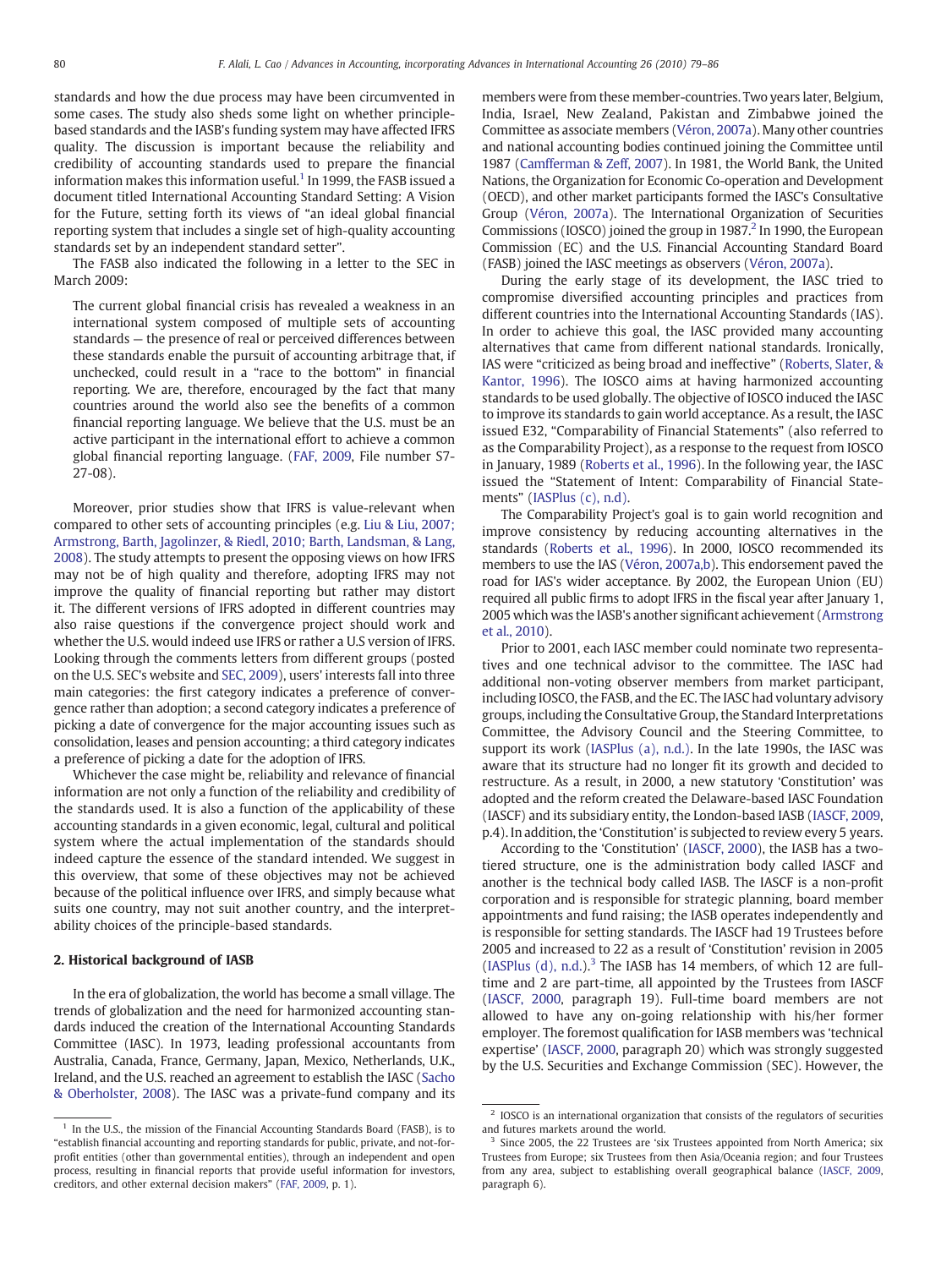standards and how the due process may have been circumvented in some cases. The study also sheds some light on whether principle-based standards and the IASB's funding system may have affected IFRS quality. The discussion is important because the reliability and credibility of accounting standards used to prepare the financial information makes this information useful.[1] In 1999, the FASB issued a document titled International Accounting Standard Setting: A Vision for the Future, setting forth its views of "an ideal global financial reporting system that includes a single set of high-quality accounting standards set by an independent standard setter".

The FASB also indicated the following in a letter to the SEC in March 2009:

> The current global financial crisis has revealed a weakness in an international system composed of multiple sets of accounting standards — the presence of real or perceived differences between these standards enable the pursuit of accounting arbitrage that, if unchecked, could result in a "race to the bottom" in financial reporting. We are, therefore, encouraged by the fact that many countries around the world also see the benefits of a common financial reporting language. We believe that the U.S. must be an active participant in the international effort to achieve a common global financial reporting language. (FAF, 2009, File number S7-27-08).

Moreover, prior studies show that IFRS is value-relevant when compared to other sets of accounting principles (e.g. Liu & Liu, 2007; Armstrong, Barth, Jagolinzer, & Riedl, 2010; Barth, Landsman, & Lang, 2008). The study attempts to present the opposing views on how IFRS may not be of high quality and therefore, adopting IFRS may not improve the quality of financial reporting but rather may distort it. The different versions of IFRS adopted in different countries may also raise questions if the convergence project should work and whether the U.S. would indeed use IFRS or rather a U.S version of IFRS. Looking through the comments letters from different groups (posted on the U.S. SEC's website and SEC, 2009), users' interests fall into three main categories: the first category indicates a preference of convergence rather than adoption; a second category indicates a preference of picking a date of convergence for the major accounting issues such as consolidation, leases and pension accounting; a third category indicates a preference of picking a date for the adoption of IFRS.

Whichever the case might be, reliability and relevance of financial information are not only a function of the reliability and credibility of the standards used. It is also a function of the applicability of these accounting standards in a given economic, legal, cultural and political system where the actual implementation of the standards should indeed capture the essence of the standard intended. We suggest in this overview, that some of these objectives may not be achieved because of the political influence over IFRS, and simply because what suits one country, may not suit another country, and the interpretability choices of the principle-based standards.

## 2. Historical background of IASB

In the era of globalization, the world has become a small village. The trends of globalization and the need for harmonized accounting standards induced the creation of the International Accounting Standards Committee (IASC). In 1973, leading professional accountants from Australia, Canada, France, Germany, Japan, Mexico, Netherlands, U.K., Ireland, and the U.S. reached an agreement to establish the IASC (Sacho & Oberholster, 2008). The IASC was a private-fund company and its members were from these member-countries. Two years later, Belgium, India, Israel, New Zealand, Pakistan and Zimbabwe joined the Committee as associate members (Véron, 2007a). Many other countries and national accounting bodies continued joining the Committee until 1987 (Camfferman & Zeff, 2007). In 1981, the World Bank, the United Nations, the Organization for Economic Co-operation and Development (OECD), and other market participants formed the IASC's Consultative Group (Véron, 2007a). The International Organization of Securities Commissions (IOSCO) joined the group in 1987.[2] In 1990, the European Commission (EC) and the U.S. Financial Accounting Standard Board (FASB) joined the IASC meetings as observers (Véron, 2007a).

During the early stage of its development, the IASC tried to compromise diversified accounting principles and practices from different countries into the International Accounting Standards (IAS). In order to achieve this goal, the IASC provided many accounting alternatives that came from different national standards. Ironically, IAS were "criticized as being broad and ineffective" (Roberts, Slater, & Kantor, 1996). The IOSCO aims at having harmonized accounting standards to be used globally. The objective of IOSCO induced the IASC to improve its standards to gain world acceptance. As a result, the IASC issued E32, "Comparability of Financial Statements" (also referred to as the Comparability Project), as a response to the request from IOSCO in January, 1989 (Roberts et al., 1996). In the following year, the IASC issued the "Statement of Intent: Comparability of Financial Statements" (IASPlus (c), n.d).

The Comparability Project's goal is to gain world recognition and improve consistency by reducing accounting alternatives in the standards (Roberts et al., 1996). In 2000, IOSCO recommended its members to use the IAS (Véron, 2007a,b). This endorsement paved the road for IAS's wider acceptance. By 2002, the European Union (EU) required all public firms to adopt IFRS in the fiscal year after January 1, 2005 which was the IASB's another significant achievement (Armstrong et al., 2010).

Prior to 2001, each IASC member could nominate two representatives and one technical advisor to the committee. The IASC had additional non-voting observer members from market participant, including IOSCO, the FASB, and the EC. The IASC had voluntary advisory groups, including the Consultative Group, the Standard Interpretations Committee, the Advisory Council and the Steering Committee, to support its work (IASPlus (a), n.d.). In the late 1990s, the IASC was aware that its structure had no longer fit its growth and decided to restructure. As a result, in 2000, a new statutory 'Constitution' was adopted and the reform created the Delaware-based IASC Foundation (IASCF) and its subsidiary entity, the London-based IASB (IASCF, 2009, p.4). In addition, the 'Constitution' is subjected to review every 5 years.

According to the 'Constitution' (IASCF, 2000), the IASB has a two-tiered structure, one is the administration body called IASCF and another is the technical body called IASB. The IASCF is a non-profit corporation and is responsible for strategic planning, board member appointments and fund raising; the IASB operates independently and is responsible for setting standards. The IASCF had 19 Trustees before 2005 and increased to 22 as a result of 'Constitution' revision in 2005 (IASPlus (d), n.d.).[3] The IASB has 14 members, of which 12 are full-time and 2 are part-time, all appointed by the Trustees from IASCF (IASCF, 2000, paragraph 19). Full-time board members are not allowed to have any on-going relationship with his/her former employer. The foremost qualification for IASB members was 'technical expertise' (IASCF, 2000, paragraph 20) which was strongly suggested by the U.S. Securities and Exchange Commission (SEC). However, the

---

[1] In the U.S., the mission of the Financial Accounting Standards Board (FASB), is to "establish financial accounting and reporting standards for public, private, and not-for-profit entities (other than governmental entities), through an independent and open process, resulting in financial reports that provide useful information for investors, creditors, and other external decision makers" (FAF, 2009, p. 1).

[2] IOSCO is an international organization that consists of the regulators of securities and futures markets around the world.

[3] Since 2005, the 22 Trustees are 'six Trustees appointed from North America; six Trustees from Europe; six Trustees from then Asia/Oceania region; and four Trustees from any area, subject to establishing overall geographical balance (IASCF, 2009, paragraph 6).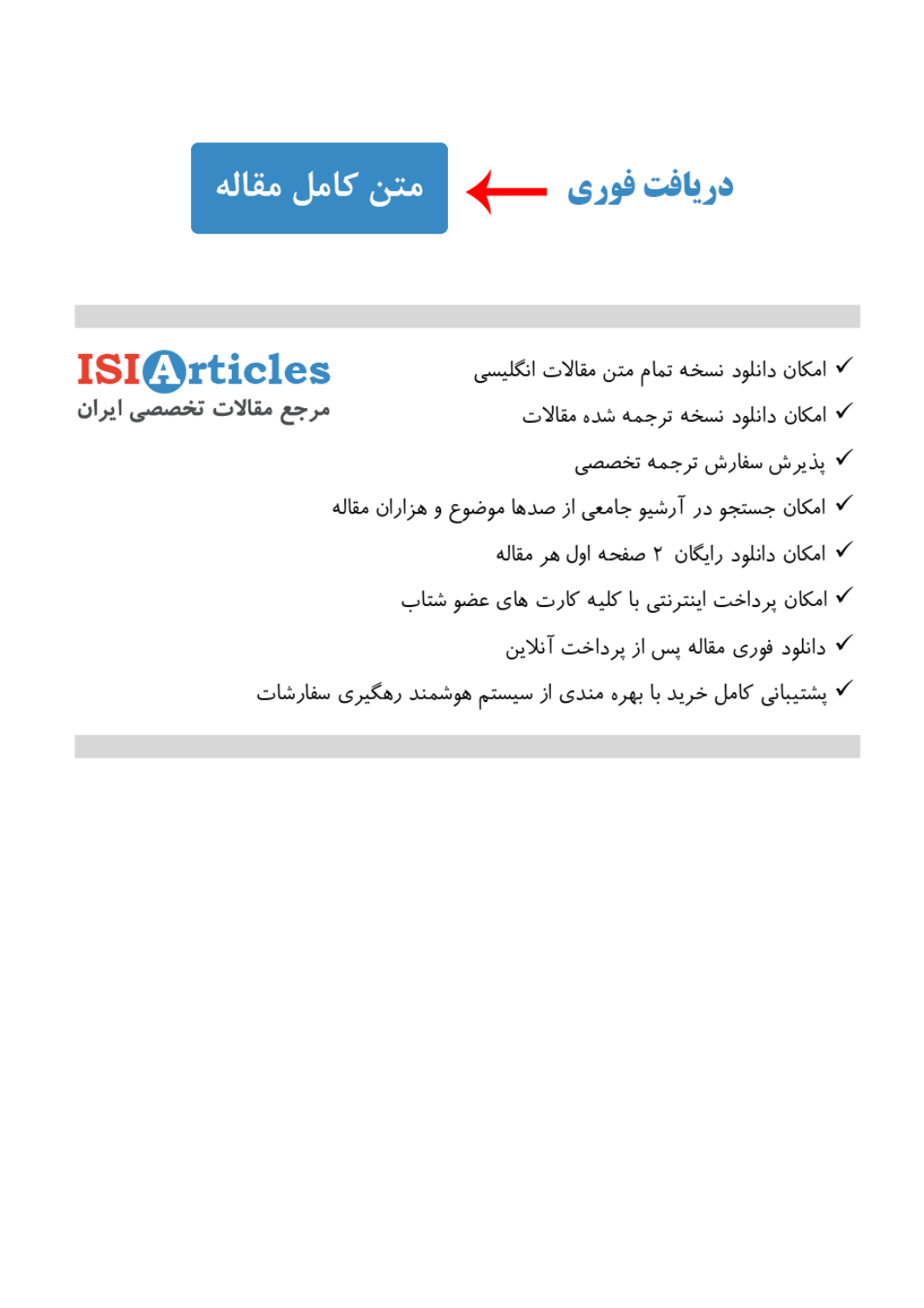دریافت فوری ← متن کامل مقاله

**ISIArticles**
مرجع مقالات تخصصی ایران

- ✓ امکان دانلود نسخه تمام متن مقالات انگلیسی
- ✓ امکان دانلود نسخه ترجمه شده مقالات
- ✓ پذیرش سفارش ترجمه تخصصی
- ✓ امکان جستجو در آرشیو جامعی از صدها موضوع و هزاران مقاله
- ✓ امکان دانلود رایگان ۲ صفحه اول هر مقاله
- ✓ امکان پرداخت اینترنتی با کلیه کارت های عضو شتاب
- ✓ دانلود فوری مقاله پس از پرداخت آنلاین
- ✓ پشتیبانی کامل خرید با بهره مندی از سیستم هوشمند رهگیری سفارشات